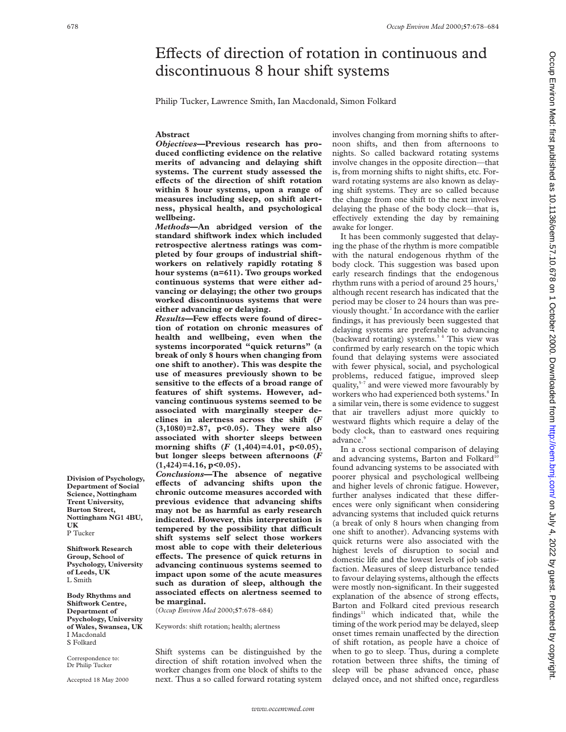# Effects of direction of rotation in continuous and discontinuous 8 hour shift systems

Philip Tucker, Lawrence Smith, Ian Macdonald, Simon Folkard

## Abstract

***Objectives*—Previous research has produced conflicting evidence on the relative merits of advancing and delaying shift systems. The current study assessed the effects of the direction of shift rotation within 8 hour systems, upon a range of measures including sleep, on shift alertness, physical health, and psychological wellbeing.**

***Methods*—An abridged version of the standard shiftwork index which included retrospective alertness ratings was completed by four groups of industrial shiftworkers on relatively rapidly rotating 8 hour systems (n=611). Two groups worked continuous systems that were either advancing or delaying; the other two groups worked discontinuous systems that were either advancing or delaying.**

***Results*—Few effects were found of direction of rotation on chronic measures of health and wellbeing, even when the systems incorporated "quick returns" (a break of only 8 hours when changing from one shift to another). This was despite the use of measures previously shown to be sensitive to the effects of a broad range of features of shift systems. However, advancing continuous systems seemed to be associated with marginally steeper declines in alertness across the shift ($F_{(3,1080)}=2.87$, $p<0.05$). They were also associated with shorter sleeps between morning shifts ($F_{(1,404)}=4.01$, $p<0.05$), but longer sleeps between afternoons ($F_{(1,424)}=4.16$, $p<0.05$).**

***Conclusions*—The absence of negative effects of advancing shifts upon the chronic outcome measures accorded with previous evidence that advancing shifts may not be as harmful as early research indicated. However, this interpretation is tempered by the possibility that difficult shift systems self select those workers most able to cope with their deleterious effects. The presence of quick returns in advancing continuous systems seemed to impact upon some of the acute measures such as duration of sleep, although the associated effects on alertness seemed to be marginal.**

(*Occup Environ Med* 2000;**57**:678–684)

Keywords: shift rotation; health; alertness

**Division of Psychology, Department of Social Science, Nottingham Trent University, Burton Street, Nottingham NG1 4BU, UK**
P Tucker

**Shiftwork Research Group, School of Psychology, University of Leeds, UK**
L Smith

**Body Rhythms and Shiftwork Centre, Department of Psychology, University of Wales, Swansea, UK**
I Macdonald
S Folkard

Correspondence to: Dr Philip Tucker

Accepted 18 May 2000

Shift systems can be distinguished by the direction of shift rotation involved when the worker changes from one block of shifts to the next. Thus a so called forward rotating system involves changing from morning shifts to afternoon shifts, and then from afternoons to nights. So called backward rotating systems involve changes in the opposite direction—that is, from morning shifts to night shifts, etc. Forward rotating systems are also known as delaying shift systems. They are so called because the change from one shift to the next involves delaying the phase of the body clock—that is, effectively extending the day by remaining awake for longer.

It has been commonly suggested that delaying the phase of the rhythm is more compatible with the natural endogenous rhythm of the body clock. This suggestion was based upon early research findings that the endogenous rhythm runs with a period of around 25 hours,[1] although recent research has indicated that the period may be closer to 24 hours than was previously thought.[2] In accordance with the earlier findings, it has previously been suggested that delaying systems are preferable to advancing (backward rotating) systems.[3 4] This view was confirmed by early research on the topic which found that delaying systems were associated with fewer physical, social, and psychological problems, reduced fatigue, improved sleep quality,[5–7] and were viewed more favourably by workers who had experienced both systems.[8] In a similar vein, there is some evidence to suggest that air travellers adjust more quickly to westward flights which require a delay of the body clock, than to eastward ones requiring advance.[9]

In a cross sectional comparison of delaying and advancing systems, Barton and Folkard[10] found advancing systems to be associated with poorer physical and psychological wellbeing and higher levels of chronic fatigue. However, further analyses indicated that these differences were only significant when considering advancing systems that included quick returns (a break of only 8 hours when changing from one shift to another). Advancing systems with quick returns were also associated with the highest levels of disruption to social and domestic life and the lowest levels of job satisfaction. Measures of sleep disturbance tended to favour delaying systems, although the effects were mostly non-significant. In their suggested explanation of the absence of strong effects, Barton and Folkard cited previous research findings[11] which indicated that, while the timing of the work period may be delayed, sleep onset times remain unaffected by the direction of shift rotation, as people have a choice of when to go to sleep. Thus, during a complete rotation between three shifts, the timing of sleep will be phase advanced once, phase delayed once, and not shifted once, regardless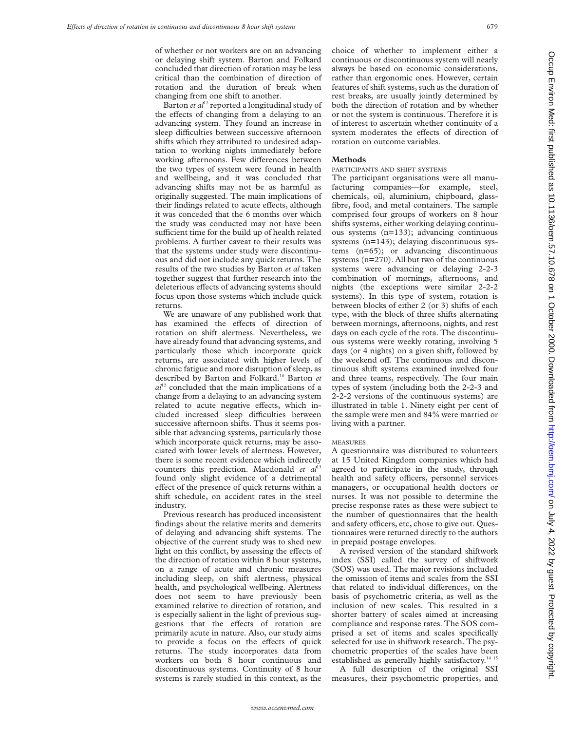of whether or not workers are on an advancing or delaying shift system. Barton and Folkard concluded that direction of rotation may be less critical than the combination of direction of rotation and the duration of break when changing from one shift to another.

Barton *et al*[12] reported a longitudinal study of the effects of changing from a delaying to an advancing system. They found an increase in sleep difficulties between successive afternoon shifts which they attributed to undesired adaptation to working nights immediately before working afternoons. Few differences between the two types of system were found in health and wellbeing, and it was concluded that advancing shifts may not be as harmful as originally suggested. The main implications of their findings related to acute effects, although it was conceded that the 6 months over which the study was conducted may not have been sufficient time for the build up of health related problems. A further caveat to their results was that the systems under study were discontinuous and did not include any quick returns. The results of the two studies by Barton *et al* taken together suggest that further research into the deleterious effects of advancing systems should focus upon those systems which include quick returns.

We are unaware of any published work that has examined the effects of direction of rotation on shift alertness. Nevertheless, we have already found that advancing systems, and particularly those which incorporate quick returns, are associated with higher levels of chronic fatigue and more disruption of sleep, as described by Barton and Folkard.[10] Barton *et al*[12] concluded that the main implications of a change from a delaying to an advancing system related to acute negative effects, which included increased sleep difficulties between successive afternoon shifts. Thus it seems possible that advancing systems, particularly those which incorporate quick returns, may be associated with lower levels of alertness. However, there is some recent evidence which indirectly counters this prediction. Macdonald *et al*[13] found only slight evidence of a detrimental effect of the presence of quick returns within a shift schedule, on accident rates in the steel industry.

Previous research has produced inconsistent findings about the relative merits and demerits of delaying and advancing shift systems. The objective of the current study was to shed new light on this conflict, by assessing the effects of the direction of rotation within 8 hour systems, on a range of acute and chronic measures including sleep, on shift alertness, physical health, and psychological wellbeing. Alertness does not seem to have previously been examined relative to direction of rotation, and is especially salient in the light of previous suggestions that the effects of rotation are primarily acute in nature. Also, our study aims to provide a focus on the effects of quick returns. The study incorporates data from workers on both 8 hour continuous and discontinuous systems. Continuity of 8 hour systems is rarely studied in this context, as the choice of whether to implement either a continuous or discontinuous system will nearly always be based on economic considerations, rather than ergonomic ones. However, certain features of shift systems, such as the duration of rest breaks, are usually jointly determined by both the direction of rotation and by whether or not the system is continuous. Therefore it is of interest to ascertain whether continuity of a system moderates the effects of direction of rotation on outcome variables.

## Methods

### PARTICIPANTS AND SHIFT SYSTEMS

The participant organisations were all manufacturing companies—for example, steel, chemicals, oil, aluminium, chipboard, glass-fibre, food, and metal containers. The sample comprised four groups of workers on 8 hour shifts systems, either working delaying continuous systems (n=133); advancing continuous systems (n=143); delaying discontinuous systems (n=65); or advancing discontinuous systems (n=270). All but two of the continuous systems were advancing or delaying 2-2-3 combination of mornings, afternoons, and nights (the exceptions were similar 2-2-2 systems). In this type of system, rotation is between blocks of either 2 (or 3) shifts of each type, with the block of three shifts alternating between mornings, afternoons, nights, and rest days on each cycle of the rota. The discontinuous systems were weekly rotating, involving 5 days (or 4 nights) on a given shift, followed by the weekend off. The continuous and discontinuous shift systems examined involved four and three teams, respectively. The four main types of system (including both the 2-2-3 and 2-2-2 versions of the continuous systems) are illustrated in table 1. Ninety eight per cent of the sample were men and 84% were married or living with a partner.

### MEASURES

A questionnaire was distributed to volunteers at 15 United Kingdom companies which had agreed to participate in the study, through health and safety officers, personnel services managers, or occupational health doctors or nurses. It was not possible to determine the precise response rates as these were subject to the number of questionnaires that the health and safety officers, etc, chose to give out. Questionnaires were returned directly to the authors in prepaid postage envelopes.

A revised version of the standard shiftwork index (SSI) called the survey of shiftwork (SOS) was used. The major revisions included the omission of items and scales from the SSI that related to individual differences, on the basis of psychometric criteria, as well as the inclusion of new scales. This resulted in a shorter battery of scales aimed at increasing compliance and response rates. The SOS comprised a set of items and scales specifically selected for use in shiftwork research. The psychometric properties of the scales have been established as generally highly satisfactory.[14, 15]

A full description of the original SSI measures, their psychometric properties, and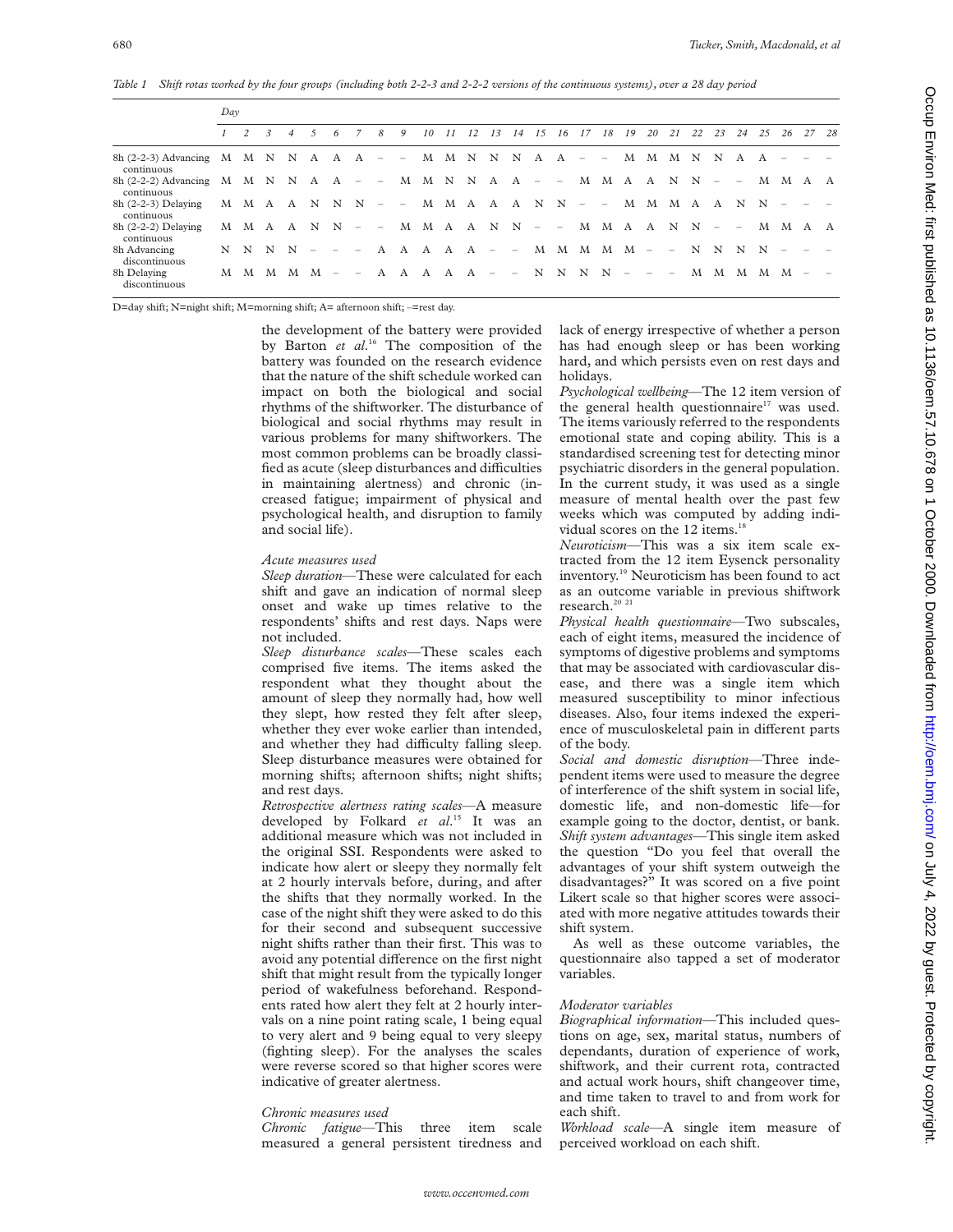*Table 1 Shift rotas worked by the four groups (including both 2-2-3 and 2-2-2 versions of the continuous systems), over a 28 day period*

| | Day | | | | | | | | | | | | | | | | | | | | | | | | | | | |
|---|---|---|---|---|---|---|---|---|---|---|---|---|---|---|---|---|---|---|---|---|---|---|---|---|---|---|---|---|
| | 1 | 2 | 3 | 4 | 5 | 6 | 7 | 8 | 9 | 10 | 11 | 12 | 13 | 14 | 15 | 16 | 17 | 18 | 19 | 20 | 21 | 22 | 23 | 24 | 25 | 26 | 27 | 28 |
| 8h (2-2-3) Advancing continuous | M | M | N | N | A | A | A | – | – | M | M | N | N | N | A | A | – | – | M | M | M | N | N | A | A | – | – | – |
| 8h (2-2-2) Advancing continuous | M | M | N | N | A | A | – | – | M | M | N | N | A | A | – | – | M | M | A | A | N | N | – | – | M | M | A | A |
| 8h (2-2-3) Delaying continuous | M | M | A | A | N | N | N | – | – | M | M | A | A | A | N | N | – | – | M | M | M | A | A | N | N | – | – | – |
| 8h (2-2-2) Delaying continuous | M | M | A | A | N | N | – | – | M | M | A | A | N | N | – | – | M | M | A | A | N | N | – | – | M | M | A | A |
| 8h Advancing discontinuous | N | N | N | N | – | – | – | A | A | A | A | A | – | – | M | M | M | M | M | – | – | N | N | N | N | – | – | – |
| 8h Delaying discontinuous | M | M | M | M | M | – | – | A | A | A | A | A | – | – | N | N | N | N | – | – | – | M | M | M | M | M | – | – |

D=day shift; N=night shift; M=morning shift; A= afternoon shift; –=rest day.

the development of the battery were provided by Barton *et al*.[16] The composition of the battery was founded on the research evidence that the nature of the shift schedule worked can impact on both the biological and social rhythms of the shiftworker. The disturbance of biological and social rhythms may result in various problems for many shiftworkers. The most common problems can be broadly classified as acute (sleep disturbances and difficulties in maintaining alertness) and chronic (increased fatigue; impairment of physical and psychological health, and disruption to family and social life).

*Acute measures used*

*Sleep duration*—These were calculated for each shift and gave an indication of normal sleep onset and wake up times relative to the respondents' shifts and rest days. Naps were not included.

*Sleep disturbance scales*—These scales each comprised five items. The items asked the respondent what they thought about the amount of sleep they normally had, how well they slept, how rested they felt after sleep, whether they ever woke earlier than intended, and whether they had difficulty falling sleep. Sleep disturbance measures were obtained for morning shifts; afternoon shifts; night shifts; and rest days.

*Retrospective alertness rating scales*—A measure developed by Folkard *et al*.[15] It was an additional measure which was not included in the original SSI. Respondents were asked to indicate how alert or sleepy they normally felt at 2 hourly intervals before, during, and after the shifts that they normally worked. In the case of the night shift they were asked to do this for their second and subsequent successive night shifts rather than their first. This was to avoid any potential difference on the first night shift that might result from the typically longer period of wakefulness beforehand. Respondents rated how alert they felt at 2 hourly intervals on a nine point rating scale, 1 being equal to very alert and 9 being equal to very sleepy (fighting sleep). For the analyses the scales were reverse scored so that higher scores were indicative of greater alertness.

*Chronic measures used*

*Chronic fatigue*—This three item scale measured a general persistent tiredness and lack of energy irrespective of whether a person has had enough sleep or has been working hard, and which persists even on rest days and holidays.

*Psychological wellbeing*—The 12 item version of the general health questionnaire[17] was used. The items variously referred to the respondents emotional state and coping ability. This is a standardised screening test for detecting minor psychiatric disorders in the general population. In the current study, it was used as a single measure of mental health over the past few weeks which was computed by adding individual scores on the 12 items.[18]

*Neuroticism*—This was a six item scale extracted from the 12 item Eysenck personality inventory.[19] Neuroticism has been found to act as an outcome variable in previous shiftwork research.[20 21]

*Physical health questionnaire*—Two subscales, each of eight items, measured the incidence of symptoms of digestive problems and symptoms that may be associated with cardiovascular disease, and there was a single item which measured susceptibility to minor infectious diseases. Also, four items indexed the experience of musculoskeletal pain in different parts of the body.

*Social and domestic disruption*—Three independent items were used to measure the degree of interference of the shift system in social life, domestic life, and non-domestic life—for example going to the doctor, dentist, or bank.

*Shift system advantages*—This single item asked the question "Do you feel that overall the advantages of your shift system outweigh the disadvantages?" It was scored on a five point Likert scale so that higher scores were associated with more negative attitudes towards their shift system.

As well as these outcome variables, the questionnaire also tapped a set of moderator variables.

*Moderator variables*

*Biographical information*—This included questions on age, sex, marital status, numbers of dependants, duration of experience of work, shiftwork, and their current rota, contracted and actual work hours, shift changeover time, and time taken to travel to and from work for each shift.

*Workload scale*—A single item measure of perceived workload on each shift.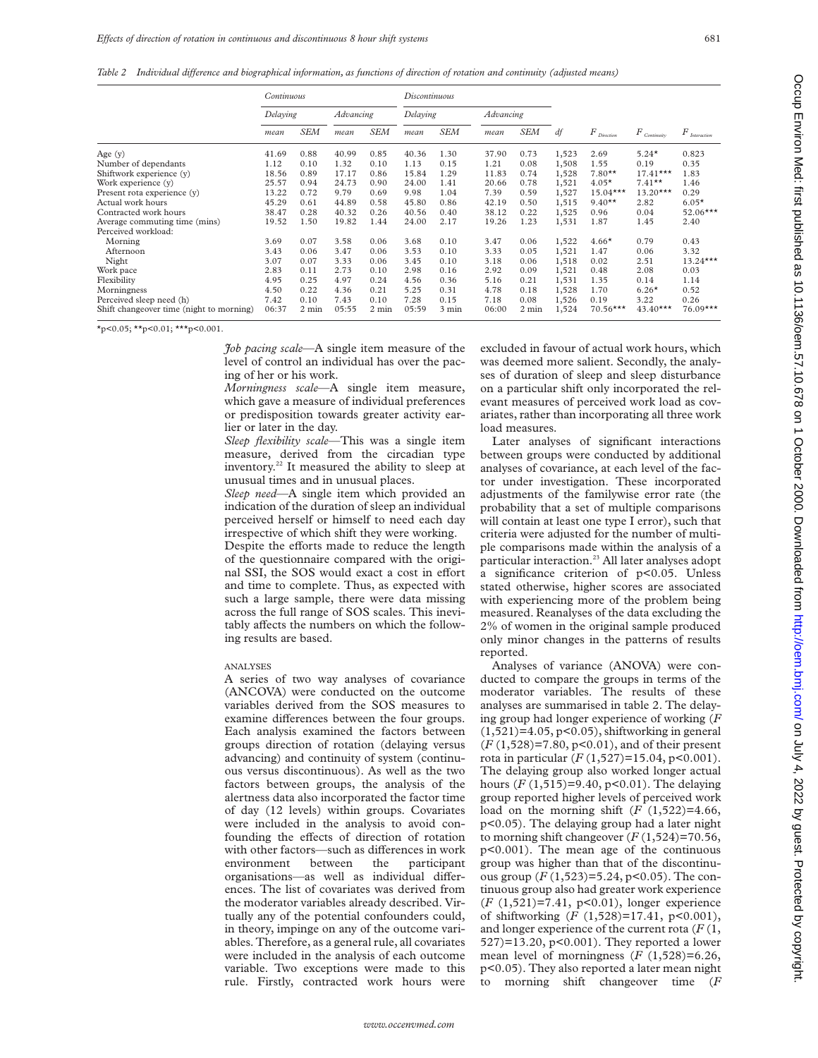*Table 2 Individual difference and biographical information, as functions of direction of rotation and continuity (adjusted means)*

| | Continuous | | | | Discontinuous | | | | | | | |
|---|---|---|---|---|---|---|---|---|---|---|---|---|
| | Delaying | | Advancing | | Delaying | | Advancing | | | | | |
| | mean | SEM | mean | SEM | mean | SEM | mean | SEM | df | $F_{Direction}$ | $F_{Continuity}$ | $F_{Interaction}$ |
| Age (y) | 41.69 | 0.88 | 40.99 | 0.85 | 40.36 | 1.30 | 37.90 | 0.73 | 1,523 | 2.69 | 5.24* | 0.823 |
| Number of dependants | 1.12 | 0.10 | 1.32 | 0.10 | 1.13 | 0.15 | 1.21 | 0.08 | 1,508 | 1.55 | 0.19 | 0.35 |
| Shiftwork experience (y) | 18.56 | 0.89 | 17.17 | 0.86 | 15.84 | 1.29 | 11.83 | 0.74 | 1,528 | 7.80** | 17.41*** | 1.83 |
| Work experience (y) | 25.57 | 0.94 | 24.73 | 0.90 | 24.00 | 1.41 | 20.66 | 0.78 | 1,521 | 4.05* | 7.41** | 1.46 |
| Present rota experience (y) | 13.22 | 0.72 | 9.79 | 0.69 | 9.98 | 1.04 | 7.39 | 0.59 | 1,527 | 15.04*** | 13.20*** | 0.29 |
| Actual work hours | 45.29 | 0.61 | 44.89 | 0.58 | 45.80 | 0.86 | 42.19 | 0.50 | 1,515 | 9.40** | 2.82 | 6.05* |
| Contracted work hours | 38.47 | 0.28 | 40.32 | 0.26 | 40.56 | 0.40 | 38.12 | 0.22 | 1,525 | 0.96 | 0.04 | 52.06*** |
| Average commuting time (mins) | 19.52 | 1.50 | 19.82 | 1.44 | 24.00 | 2.17 | 19.26 | 1.23 | 1,531 | 1.87 | 1.45 | 2.40 |
| Perceived workload: | | | | | | | | | | | | |
| Morning | 3.69 | 0.07 | 3.58 | 0.06 | 3.68 | 0.10 | 3.47 | 0.06 | 1,522 | 4.66* | 0.79 | 0.43 |
| Afternoon | 3.43 | 0.06 | 3.47 | 0.06 | 3.53 | 0.10 | 3.33 | 0.05 | 1,521 | 1.47 | 0.06 | 3.32 |
| Night | 3.07 | 0.07 | 3.33 | 0.06 | 3.45 | 0.10 | 3.18 | 0.06 | 1,518 | 0.02 | 2.51 | 13.24*** |
| Work pace | 2.83 | 0.11 | 2.73 | 0.10 | 2.98 | 0.16 | 2.92 | 0.09 | 1,521 | 0.48 | 2.08 | 0.03 |
| Flexibility | 4.95 | 0.25 | 4.97 | 0.24 | 4.56 | 0.36 | 5.16 | 0.21 | 1,531 | 1.35 | 0.14 | 1.14 |
| Morningness | 4.50 | 0.22 | 4.36 | 0.21 | 5.25 | 0.31 | 4.78 | 0.18 | 1,528 | 1.70 | 6.26* | 0.52 |
| Perceived sleep need (h) | 7.42 | 0.10 | 7.43 | 0.10 | 7.28 | 0.15 | 7.18 | 0.08 | 1,526 | 0.19 | 3.22 | 0.26 |
| Shift changeover time (night to morning) | 06:37 | 2 min | 05:55 | 2 min | 05:59 | 3 min | 06:00 | 2 min | 1,524 | 70.56*** | 43.40*** | 76.09*** |

*p<0.05; **p<0.01; ***p<0.001.

*Job pacing scale*—A single item measure of the level of control an individual has over the pacing of her or his work.

*Morningness scale*—A single item measure, which gave a measure of individual preferences or predisposition towards greater activity earlier or later in the day.

*Sleep flexibility scale*—This was a single item measure, derived from the circadian type inventory.[22] It measured the ability to sleep at unusual times and in unusual places.

*Sleep need*—A single item which provided an indication of the duration of sleep an individual perceived herself or himself to need each day irrespective of which shift they were working.

Despite the efforts made to reduce the length of the questionnaire compared with the original SSI, the SOS would exact a cost in effort and time to complete. Thus, as expected with such a large sample, there were data missing across the full range of SOS scales. This inevitably affects the numbers on which the following results are based.

### ANALYSES

A series of two way analyses of covariance (ANCOVA) were conducted on the outcome variables derived from the SOS measures to examine differences between the four groups. Each analysis examined the factors between groups direction of rotation (delaying versus advancing) and continuity of system (continuous versus discontinuous). As well as the two factors between groups, the analysis of the alertness data also incorporated the factor time of day (12 levels) within groups. Covariates were included in the analysis to avoid confounding the effects of direction of rotation with other factors—such as differences in work environment between the participant organisations—as well as individual differences. The list of covariates was derived from the moderator variables already described. Virtually any of the potential confounders could, in theory, impinge on any of the outcome variables. Therefore, as a general rule, all covariates were included in the analysis of each outcome variable. Two exceptions were made to this rule. Firstly, contracted work hours were excluded in favour of actual work hours, which was deemed more salient. Secondly, the analyses of duration of sleep and sleep disturbance on a particular shift only incorporated the relevant measures of perceived work load as covariates, rather than incorporating all three work load measures.

Later analyses of significant interactions between groups were conducted by additional analyses of covariance, at each level of the factor under investigation. These incorporated adjustments of the familywise error rate (the probability that a set of multiple comparisons will contain at least one type I error), such that criteria were adjusted for the number of multiple comparisons made within the analysis of a particular interaction.[23] All later analyses adopt a significance criterion of $p<0.05$. Unless stated otherwise, higher scores are associated with experiencing more of the problem being measured. Reanalyses of the data excluding the 2% of women in the original sample produced only minor changes in the patterns of results reported.

Analyses of variance (ANOVA) were conducted to compare the groups in terms of the moderator variables. The results of these analyses are summarised in table 2. The delaying group had longer experience of working ($F_{(1,521)}=4.05$, $p<0.05$), shiftworking in general ($F_{(1,528)}=7.80$, $p<0.01$), and of their present rota in particular ($F_{(1,527)}=15.04$, $p<0.001$). The delaying group also worked longer actual hours ($F_{(1,515)}=9.40$, $p<0.01$). The delaying group reported higher levels of perceived work load on the morning shift ($F_{(1,522)}=4.66$, $p<0.05$). The delaying group had a later night to morning shift changeover ($F_{(1,524)}=70.56$, $p<0.001$). The mean age of the continuous group was higher than that of the discontinuous group ($F_{(1,523)}=5.24$, $p<0.05$). The continuous group also had greater work experience ($F_{(1,521)}=7.41$, $p<0.01$), longer experience of shiftworking ($F_{(1,528)}=17.41$, $p<0.001$), and longer experience of the current rota ($F_{(1,527)}=13.20$, $p<0.001$). They reported a lower mean level of morningness ($F_{(1,528)}=6.26$, $p<0.05$). They also reported a later mean night to morning shift changeover time (*F*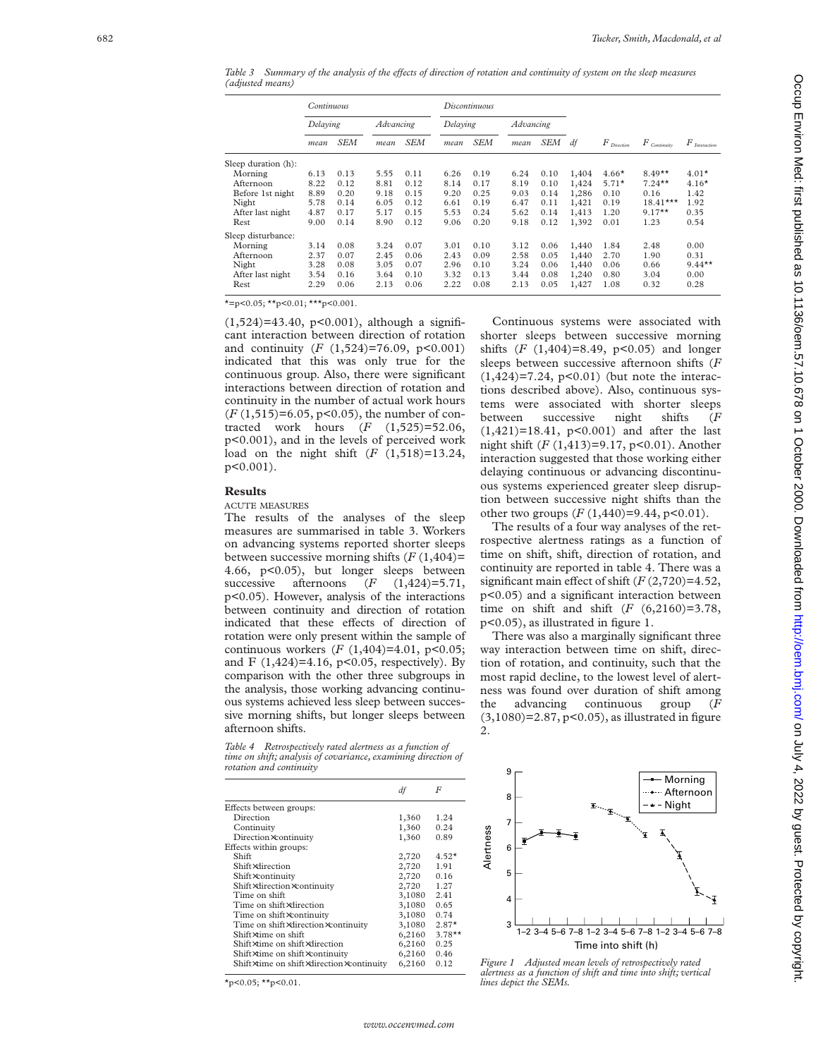*Table 3 Summary of the analysis of the effects of direction of rotation and continuity of system on the sleep measures (adjusted means)*

| | Continuous | | | | Discontinuous | | | | | | | |
|---|---|---|---|---|---|---|---|---|---|---|---|---|
| | Delaying | | Advancing | | Delaying | | Advancing | | | | | |
| | mean | SEM | mean | SEM | mean | SEM | mean | SEM | df | $F_{Direction}$ | $F_{Continuity}$ | $F_{Interaction}$ |
| Sleep duration (h): | | | | | | | | | | | | |
| Morning | 6.13 | 0.13 | 5.55 | 0.11 | 6.26 | 0.19 | 6.24 | 0.10 | 1,404 | 4.66* | 8.49** | 4.01* |
| Afternoon | 8.22 | 0.12 | 8.81 | 0.12 | 8.14 | 0.17 | 8.19 | 0.10 | 1,424 | 5.71* | 7.24** | 4.16* |
| Before 1st night | 8.89 | 0.20 | 9.18 | 0.15 | 9.20 | 0.25 | 9.03 | 0.14 | 1,286 | 0.10 | 0.16 | 1.42 |
| Night | 5.78 | 0.14 | 6.05 | 0.12 | 6.61 | 0.19 | 6.47 | 0.11 | 1,421 | 0.19 | 18.41*** | 1.92 |
| After last night | 4.87 | 0.17 | 5.17 | 0.15 | 5.53 | 0.24 | 5.62 | 0.14 | 1,413 | 1.20 | 9.17** | 0.35 |
| Rest | 9.00 | 0.14 | 8.90 | 0.12 | 9.06 | 0.20 | 9.18 | 0.12 | 1,392 | 0.01 | 1.23 | 0.54 |
| Sleep disturbance: | | | | | | | | | | | | |
| Morning | 3.14 | 0.08 | 3.24 | 0.07 | 3.01 | 0.10 | 3.12 | 0.06 | 1,440 | 1.84 | 2.48 | 0.00 |
| Afternoon | 2.37 | 0.07 | 2.45 | 0.06 | 2.43 | 0.09 | 2.58 | 0.05 | 1,440 | 2.70 | 1.90 | 0.31 |
| Night | 3.28 | 0.08 | 3.05 | 0.07 | 2.96 | 0.10 | 3.24 | 0.06 | 1,440 | 0.06 | 0.66 | 9.44** |
| After last night | 3.54 | 0.16 | 3.64 | 0.10 | 3.32 | 0.13 | 3.44 | 0.08 | 1,240 | 0.80 | 3.04 | 0.00 |
| Rest | 2.29 | 0.06 | 2.13 | 0.06 | 2.22 | 0.08 | 2.13 | 0.05 | 1,427 | 1.08 | 0.32 | 0.28 |

*=p<0.05; **p<0.01; ***p<0.001.

(1,524)=43.40, p<0.001), although a significant interaction between direction of rotation and continuity (*F* (1,524)=76.09, p<0.001) indicated that this was only true for the continuous group. Also, there were significant interactions between direction of rotation and continuity in the number of actual work hours (*F* (1,515)=6.05, p<0.05), the number of contracted work hours (*F* (1,525)=52.06, p<0.001), and in the levels of perceived work load on the night shift (*F* (1,518)=13.24, p<0.001).

## Results

ACUTE MEASURES

The results of the analyses of the sleep measures are summarised in table 3. Workers on advancing systems reported shorter sleeps between successive morning shifts (*F* (1,404)= 4.66, p<0.05), but longer sleeps between successive afternoons (*F* (1,424)=5.71, p<0.05). However, analysis of the interactions between continuity and direction of rotation indicated that these effects of direction of rotation were only present within the sample of continuous workers (*F* (1,404)=4.01, p<0.05; and F (1,424)=4.16, p<0.05, respectively). By comparison with the other three subgroups in the analysis, those working advancing continuous systems achieved less sleep between successive morning shifts, but longer sleeps between afternoon shifts.

*Table 4 Retrospectively rated alertness as a function of time on shift; analysis of covariance, examining direction of rotation and continuity*

| | df | F |
|---|---|---|
| Effects between groups: | | |
| Direction | 1,360 | 1.24 |
| Continuity | 1,360 | 0.24 |
| Direction×continuity | 1,360 | 0.89 |
| Effects within groups: | | |
| Shift | 2,720 | 4.52* |
| Shift×direction | 2,720 | 1.91 |
| Shift×continuity | 2,720 | 0.16 |
| Shift×direction×continuity | 2,720 | 1.27 |
| Time on shift | 3,1080 | 2.41 |
| Time on shift×direction | 3,1080 | 0.65 |
| Time on shift×continuity | 3,1080 | 0.74 |
| Time on shift×direction×continuity | 3,1080 | 2.87* |
| Shift×time on shift | 6,2160 | 3.78** |
| Shift×time on shift×direction | 6,2160 | 0.25 |
| Shift×time on shift×continuity | 6,2160 | 0.46 |
| Shift×time on shift×direction×continuity | 6,2160 | 0.12 |

*p<0.05; **p<0.01.

Continuous systems were associated with shorter sleeps between successive morning shifts (*F* (1,404)=8.49, p<0.05) and longer sleeps between successive afternoon shifts (*F* (1,424)=7.24, p<0.01) (but note the interactions described above). Also, continuous systems were associated with shorter sleeps between successive night shifts (*F* (1,421)=18.41, p<0.001) and after the last night shift (*F* (1,413)=9.17, p<0.01). Another interaction suggested that those working either delaying continuous or advancing discontinuous systems experienced greater sleep disruption between successive night shifts than the other two groups (*F* (1,440)=9.44, p<0.01).

The results of a four way analyses of the retrospective alertness ratings as a function of time on shift, shift, direction of rotation, and continuity are reported in table 4. There was a significant main effect of shift (*F* (2,720)=4.52, p<0.05) and a significant interaction between time on shift and shift (*F* (6,2160)=3.78, p<0.05), as illustrated in figure 1.

There was also a marginally significant three way interaction between time on shift, direction of rotation, and continuity, such that the most rapid decline, to the lowest level of alertness was found over duration of shift among the advancing continuous group (*F* (3,1080)=2.87, p<0.05), as illustrated in figure 2.

*Figure 1 Adjusted mean levels of retrospectively rated alertness as a function of shift and time into shift; vertical lines depict the SEMs.*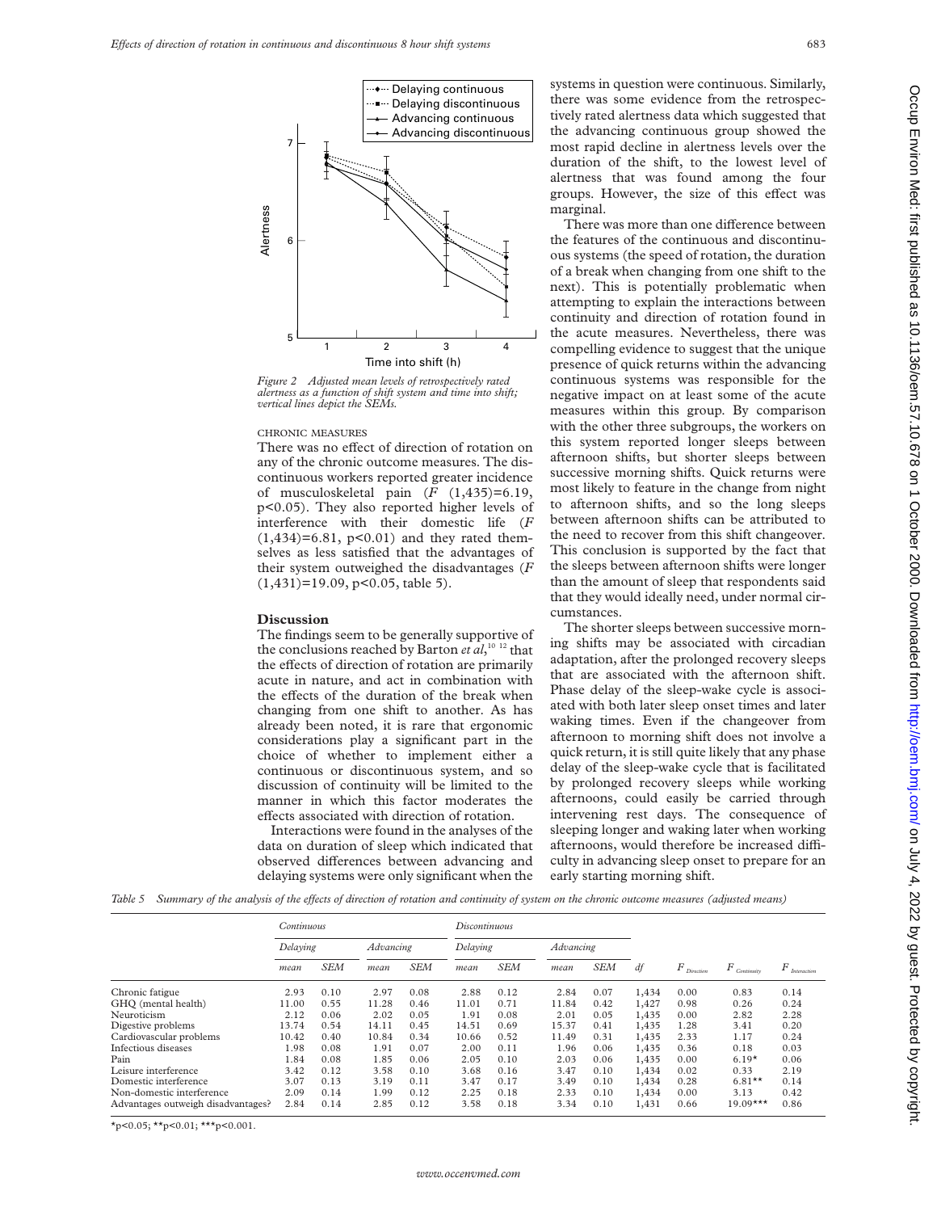Figure 2 Adjusted mean levels of retrospectively rated alertness as a function of shift system and time into shift; vertical lines depict the SEMs.

CHRONIC MEASURES

There was no effect of direction of rotation on any of the chronic outcome measures. The discontinuous workers reported greater incidence of musculoskeletal pain ($F$ (1,435)=6.19, $p<0.05$). They also reported higher levels of interference with their domestic life ($F$ (1,434)=6.81, $p<0.01$) and they rated themselves as less satisfied that the advantages of their system outweighed the disadvantages ($F$ (1,431)=19.09, $p<0.05$, table 5).

## Discussion

The findings seem to be generally supportive of the conclusions reached by Barton *et al*,[10 12] that the effects of direction of rotation are primarily acute in nature, and act in combination with the effects of the duration of the break when changing from one shift to another. As has already been noted, it is rare that ergonomic considerations play a significant part in the choice of whether to implement either a continuous or discontinuous system, and so discussion of continuity will be limited to the manner in which this factor moderates the effects associated with direction of rotation.

Interactions were found in the analyses of the data on duration of sleep which indicated that observed differences between advancing and delaying systems were only significant when the systems in question were continuous. Similarly, there was some evidence from the retrospectively rated alertness data which suggested that the advancing continuous group showed the most rapid decline in alertness levels over the duration of the shift, to the lowest level of alertness that was found among the four groups. However, the size of this effect was marginal.

There was more than one difference between the features of the continuous and discontinuous systems (the speed of rotation, the duration of a break when changing from one shift to the next). This is potentially problematic when attempting to explain the interactions between continuity and direction of rotation found in the acute measures. Nevertheless, there was compelling evidence to suggest that the unique presence of quick returns within the advancing continuous systems was responsible for the negative impact on at least some of the acute measures within this group. By comparison with the other three subgroups, the workers on this system reported longer sleeps between afternoon shifts, but shorter sleeps between successive morning shifts. Quick returns were most likely to feature in the change from night to afternoon shifts, and so the long sleeps between afternoon shifts can be attributed to the need to recover from this shift changeover. This conclusion is supported by the fact that the sleeps between afternoon shifts were longer than the amount of sleep that respondents said that they would ideally need, under normal circumstances.

The shorter sleeps between successive morning shifts may be associated with circadian adaptation, after the prolonged recovery sleeps that are associated with the afternoon shift. Phase delay of the sleep-wake cycle is associated with both later sleep onset times and later waking times. Even if the changeover from afternoon to morning shift does not involve a quick return, it is still quite likely that any phase delay of the sleep-wake cycle that is facilitated by prolonged recovery sleeps while working afternoons, could easily be carried through intervening rest days. The consequence of sleeping longer and waking later when working afternoons, would therefore be increased difficulty in advancing sleep onset to prepare for an early starting morning shift.

*Table 5 Summary of the analysis of the effects of direction of rotation and continuity of system on the chronic outcome measures (adjusted means)*

| | Continuous | | | | Discontinuous | | | | | | | |
|---|---|---|---|---|---|---|---|---|---|---|---|---|
| | Delaying | | Advancing | | Delaying | | Advancing | | | | | |
| | mean | SEM | mean | SEM | mean | SEM | mean | SEM | df | $F_{Direction}$ | $F_{Continuity}$ | $F_{Interaction}$ |
| Chronic fatigue | 2.93 | 0.10 | 2.97 | 0.08 | 2.88 | 0.12 | 2.84 | 0.07 | 1,434 | 0.00 | 0.83 | 0.14 |
| GHQ (mental health) | 11.00 | 0.55 | 11.28 | 0.46 | 11.01 | 0.71 | 11.84 | 0.42 | 1,427 | 0.98 | 0.26 | 0.24 |
| Neuroticism | 2.12 | 0.06 | 2.02 | 0.05 | 1.91 | 0.08 | 2.01 | 0.05 | 1,435 | 0.00 | 2.82 | 2.28 |
| Digestive problems | 13.74 | 0.54 | 14.11 | 0.45 | 14.51 | 0.69 | 15.37 | 0.41 | 1,435 | 1.28 | 3.41 | 0.20 |
| Cardiovascular problems | 10.42 | 0.40 | 10.84 | 0.34 | 10.66 | 0.52 | 11.49 | 0.31 | 1,435 | 2.33 | 1.17 | 0.24 |
| Infectious diseases | 1.98 | 0.08 | 1.91 | 0.07 | 2.00 | 0.11 | 1.96 | 0.06 | 1,435 | 0.36 | 0.18 | 0.03 |
| Pain | 1.84 | 0.08 | 1.85 | 0.06 | 2.05 | 0.10 | 2.03 | 0.06 | 1,435 | 0.00 | 6.19* | 0.06 |
| Leisure interference | 3.42 | 0.12 | 3.58 | 0.10 | 3.68 | 0.16 | 3.47 | 0.10 | 1,434 | 0.02 | 0.33 | 2.19 |
| Domestic interference | 3.07 | 0.13 | 3.19 | 0.11 | 3.47 | 0.17 | 3.49 | 0.10 | 1,434 | 0.28 | 6.81** | 0.14 |
| Non-domestic interference | 2.09 | 0.14 | 1.99 | 0.12 | 2.25 | 0.18 | 2.33 | 0.10 | 1,434 | 0.00 | 3.13 | 0.42 |
| Advantages outweigh disadvantages? | 2.84 | 0.14 | 2.85 | 0.12 | 3.58 | 0.18 | 3.34 | 0.10 | 1,431 | 0.66 | 19.09*** | 0.86 |

*p<0.05; **p<0.01; ***p<0.001.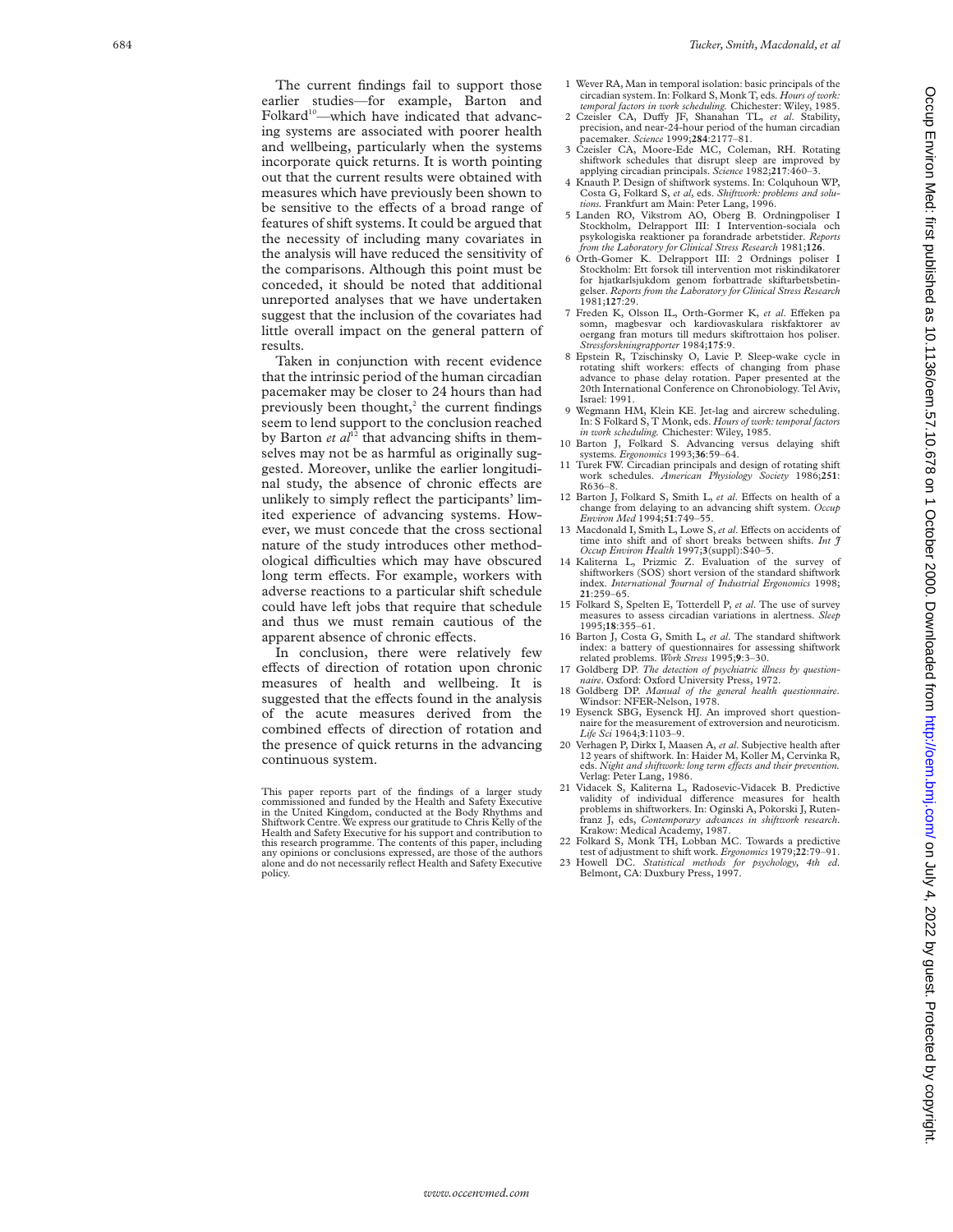The current findings fail to support those earlier studies—for example, Barton and Folkard[10]—which have indicated that advancing systems are associated with poorer health and wellbeing, particularly when the systems incorporate quick returns. It is worth pointing out that the current results were obtained with measures which have previously been shown to be sensitive to the effects of a broad range of features of shift systems. It could be argued that the necessity of including many covariates in the analysis will have reduced the sensitivity of the comparisons. Although this point must be conceded, it should be noted that additional unreported analyses that we have undertaken suggest that the inclusion of the covariates had little overall impact on the general pattern of results.

Taken in conjunction with recent evidence that the intrinsic period of the human circadian pacemaker may be closer to 24 hours than had previously been thought,[2] the current findings seem to lend support to the conclusion reached by Barton *et al*[12] that advancing shifts in themselves may not be as harmful as originally suggested. Moreover, unlike the earlier longitudinal study, the absence of chronic effects are unlikely to simply reflect the participants' limited experience of advancing systems. However, we must concede that the cross sectional nature of the study introduces other methodological difficulties which may have obscured long term effects. For example, workers with adverse reactions to a particular shift schedule could have left jobs that require that schedule and thus we must remain cautious of the apparent absence of chronic effects.

In conclusion, there were relatively few effects of direction of rotation upon chronic measures of health and wellbeing. It is suggested that the effects found in the analysis of the acute measures derived from the combined effects of direction of rotation and the presence of quick returns in the advancing continuous system.

This paper reports part of the findings of a larger study commissioned and funded by the Health and Safety Executive in the United Kingdom, conducted at the Body Rhythms and Shiftwork Centre. We express our gratitude to Chris Kelly of the Health and Safety Executive for his support and contribution to this research programme. The contents of this paper, including any opinions or conclusions expressed, are those of the authors alone and do not necessarily reflect Health and Safety Executive policy.

1 Wever RA, Man in temporal isolation: basic principals of the circadian system. In: Folkard S, Monk T, eds. *Hours of work: temporal factors in work scheduling.* Chichester: Wiley, 1985.
2 Czeisler CA, Duffy JF, Shanahan TL, *et al*. Stability, precision, and near-24-hour period of the human circadian pacemaker. *Science* 1999;**284**:2177–81.
3 Czeisler CA, Moore-Ede MC, Coleman, RH. Rotating shiftwork schedules that disrupt sleep are improved by applying circadian principals. *Science* 1982;**217**:460–3.
4 Knauth P. Design of shiftwork systems. In: Colquhoun WP, Costa G, Folkard S, *et al*, eds. *Shiftwork: problems and solutions.* Frankfurt am Main: Peter Lang, 1996.
5 Landen RO, Vikstrom AO, Oberg B. Ordningpoliser I Stockholm, Delrapport III: I Intervention-sociala och psykologiska reaktioner pa forandrade arbetstider. *Reports from the Laboratory for Clinical Stress Research* 1981;**126**.
6 Orth-Gomer K. Delrapport III: 2 Ordnings poliser I Stockholm: Ett forsok till intervention mot riskindikatorer for hjatkarlsjukdom genom forbattrade skiftarbetsbetingelser. *Reports from the Laboratory for Clinical Stress Research* 1981;**127**:29.
7 Freden K, Olsson IL, Orth-Gormer K, *et al*. Effeken pa somn, magbesvar och kardiovaskulara riskfaktorer av oergang fran moturs till medurs skiftrottaion hos poliser. *Stressforskningrapporter* 1984;**175**:9.
8 Epstein R, Tzischinsky O, Lavie P. Sleep-wake cycle in rotating shift workers: effects of changing from phase advance to phase delay rotation. Paper presented at the 20th International Conference on Chronobiology. Tel Aviv, Israel: 1991.
9 Wegmann HM, Klein KE. Jet-lag and aircrew scheduling. In: S Folkard S, T Monk, eds. *Hours of work: temporal factors in work scheduling.* Chichester: Wiley, 1985.
10 Barton J, Folkard S. Advancing versus delaying shift systems. *Ergonomics* 1993;**36**:59–64.
11 Turek FW. Circadian principals and design of rotating shift work schedules. *American Physiology Society* 1986;**251**: R636–8.
12 Barton J, Folkard S, Smith L, *et al*. Effects on health of a change from delaying to an advancing shift system. *Occup Environ Med* 1994;**51**:749–55.
13 Macdonald I, Smith L, Lowe S, *et al*. Effects on accidents of time into shift and of short breaks between shifts. *Int J Occup Environ Health* 1997;**3**(suppl):S40–5.
14 Kaliterna L, Prizmic Z. Evaluation of the survey of shiftworkers (SOS) short version of the standard shiftwork index. *International Journal of Industrial Ergonomics* 1998; **21**:259–65.
15 Folkard S, Spelten E, Totterdell P, *et al*. The use of survey measures to assess circadian variations in alertness. *Sleep* 1995;**18**:355–61.
16 Barton J, Costa G, Smith L, *et al*. The standard shiftwork index: a battery of questionnaires for assessing shiftwork related problems. *Work Stress* 1995;**9**:3–30.
17 Goldberg DP. *The detection of psychiatric illness by questionnaire*. Oxford: Oxford University Press, 1972.
18 Goldberg DP. *Manual of the general health questionnaire*. Windsor: NFER-Nelson, 1978.
19 Eysenck SBG, Eysenck HJ. An improved short questionnaire for the measurement of extroversion and neuroticism. *Life Sci* 1964;**3**:1103–9.
20 Verhagen P, Dirkx I, Maasen A, *et al*. Subjective health after 12 years of shiftwork. In: Haider M, Koller M, Cervinka R, eds. *Night and shiftwork: long term effects and their prevention.* Verlag: Peter Lang, 1986.
21 Vidacek S, Kaliterna L, Radosevic-Vidacek B. Predictive validity of individual difference measures for health problems in shiftworkers. In: Oginski A, Pokorski J, Rutenfranz J, eds, *Contemporary advances in shiftwork research*. Krakow: Medical Academy, 1987.
22 Folkard S, Monk TH, Lobban MC. Towards a predictive test of adjustment to shift work. *Ergonomics* 1979;**22**:79–91.
23 Howell DC. *Statistical methods for psychology, 4th ed*. Belmont, CA: Duxbury Press, 1997.